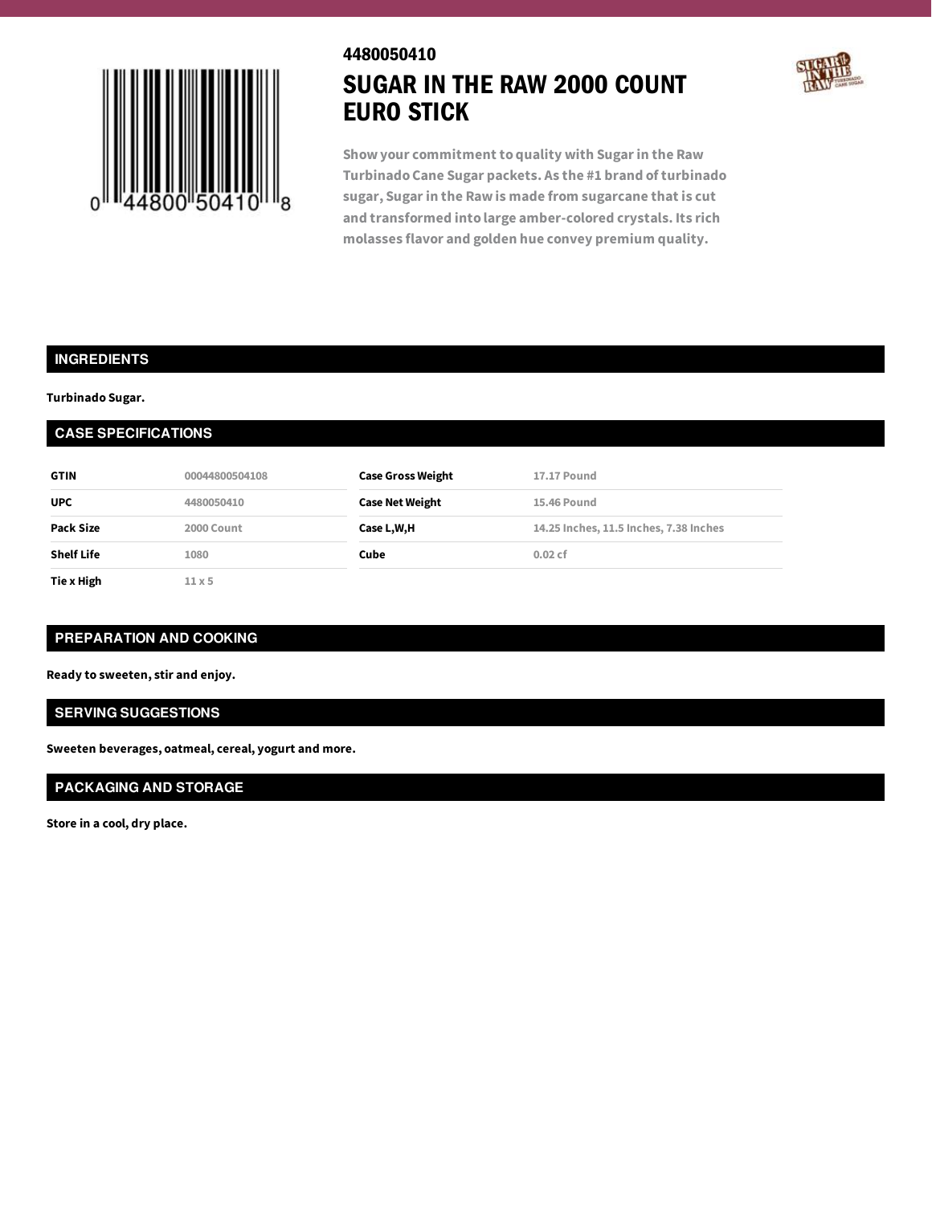4480050410

# SUGAR IN THE RAW 2000 COUNT EURO STICK

0 44800 50410 8

Show your commitment to quality with Sugar in the Raw Turbinado Cane Sugar packets. As the #1 brand of turbinado sugar, Sugar in the Raw is made from sugarcane that is cut and transformed into large amber-colored crystals. Its rich molasses flavor and golden hue convey premium quality.

## INGREDIENTS

**Turbinado Sugar.**

## CASE SPECIFICATIONS

| | | | |
|---|---|---|---|
| **GTIN** | 00044800504108 | **Case Gross Weight** | 17.17 Pound |
| **UPC** | 4480050410 | **Case Net Weight** | 15.46 Pound |
| **Pack Size** | 2000 Count | **Case L,W,H** | 14.25 Inches, 11.5 Inches, 7.38 Inches |
| **Shelf Life** | 1080 | **Cube** | 0.02 cf |
| **Tie x High** | 11 x 5 | | |

## PREPARATION AND COOKING

**Ready to sweeten, stir and enjoy.**

## SERVING SUGGESTIONS

**Sweeten beverages, oatmeal, cereal, yogurt and more.**

## PACKAGING AND STORAGE

**Store in a cool, dry place.**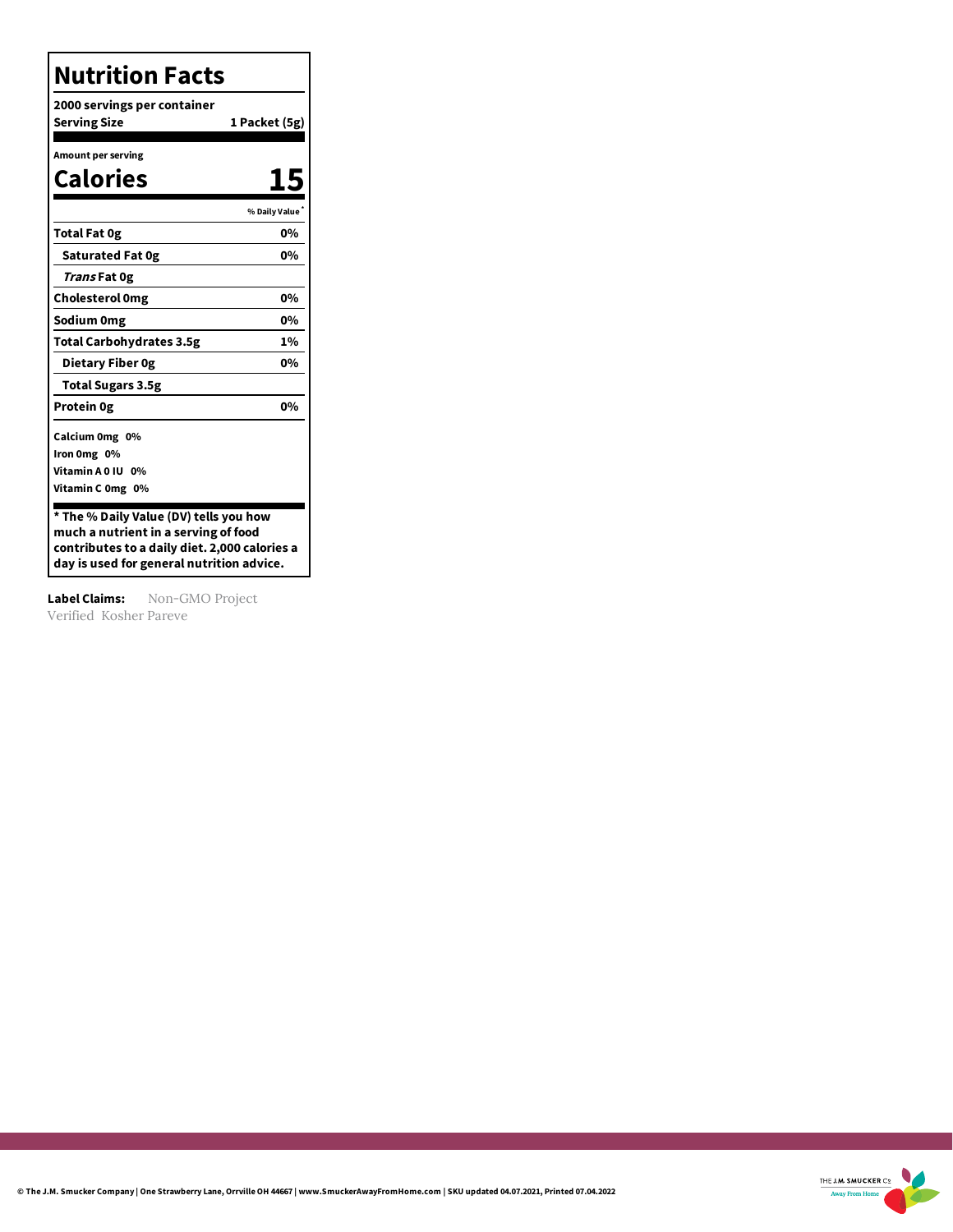# Nutrition Facts

**2000 servings per container**

| **Serving Size** | **1 Packet (5g)** |
|---|---|

**Amount per serving**

| **Calories** | **15** |
|---|---|

| | **% Daily Value*** |
|---|---|
| **Total Fat 0g** | **0%** |
| **Saturated Fat 0g** | **0%** |
| ***Trans* Fat 0g** | |
| **Cholesterol 0mg** | **0%** |
| **Sodium 0mg** | **0%** |
| **Total Carbohydrates 3.5g** | **1%** |
| **Dietary Fiber 0g** | **0%** |
| **Total Sugars 3.5g** | |
| **Protein 0g** | **0%** |

**Calcium 0mg 0%**
**Iron 0mg 0%**
**Vitamin A 0 IU 0%**
**Vitamin C 0mg 0%**

**\* The % Daily Value (DV) tells you how much a nutrient in a serving of food contributes to a daily diet. 2,000 calories a day is used for general nutrition advice.**

**Label Claims:** Non-GMO Project Verified Kosher Pareve

© The J.M. Smucker Company | One Strawberry Lane, Orrville OH 44667 | www.SmuckerAwayFromHome.com | SKU updated 04.07.2021, Printed 07.04.2022